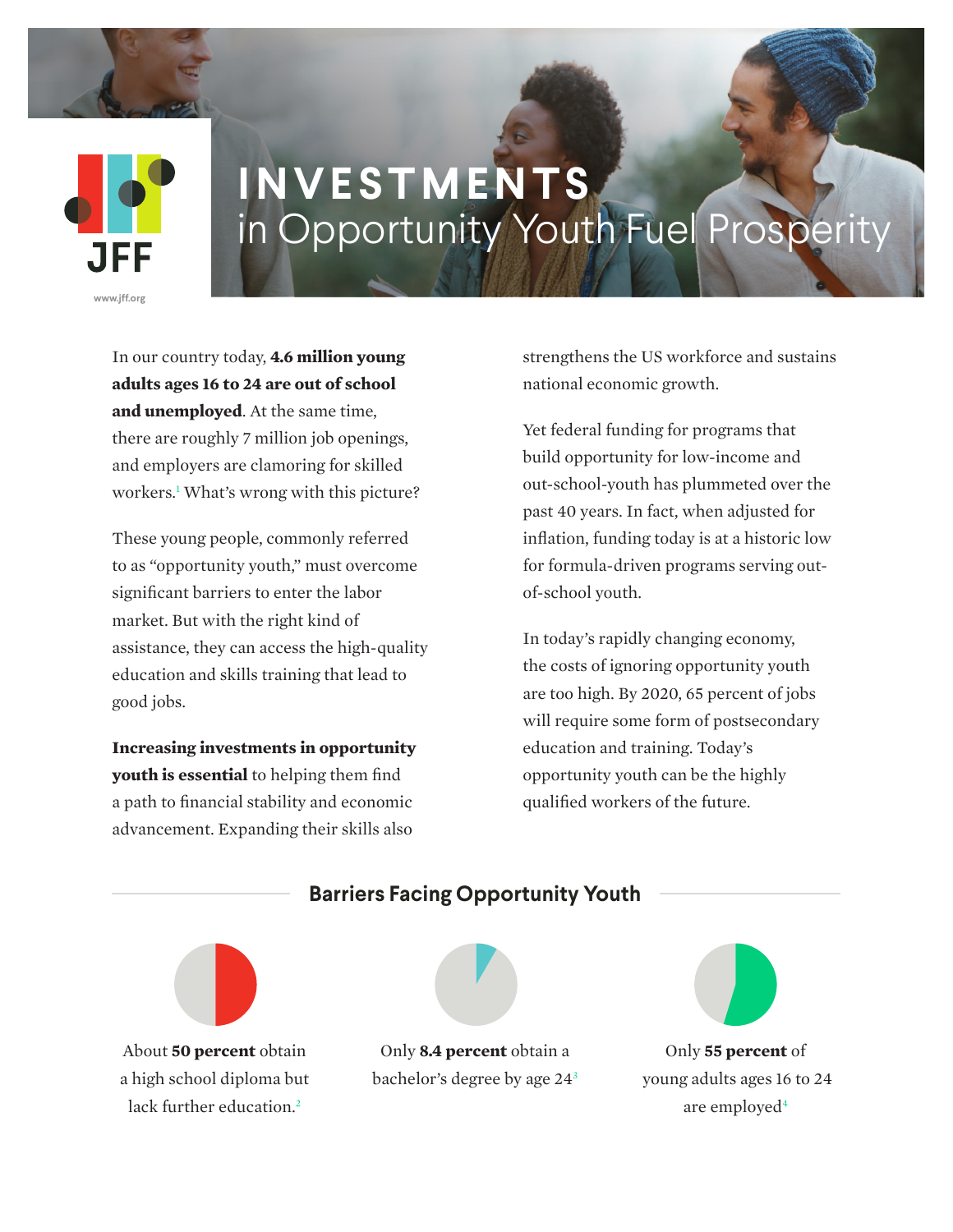JFF

www.jff.org

# INVESTMENTS in Opportunity Youth Fuel Prosperity

In our country today, **4.6 million young adults ages 16 to 24 are out of school and unemployed**. At the same time, there are roughly 7 million job openings, and employers are clamoring for skilled workers.[1] What's wrong with this picture?

These young people, commonly referred to as "opportunity youth," must overcome significant barriers to enter the labor market. But with the right kind of assistance, they can access the high-quality education and skills training that lead to good jobs.

**Increasing investments in opportunity youth is essential** to helping them find a path to financial stability and economic advancement. Expanding their skills also strengthens the US workforce and sustains national economic growth.

Yet federal funding for programs that build opportunity for low-income and out-school-youth has plummeted over the past 40 years. In fact, when adjusted for inflation, funding today is at a historic low for formula-driven programs serving out-of-school youth.

In today's rapidly changing economy, the costs of ignoring opportunity youth are too high. By 2020, 65 percent of jobs will require some form of postsecondary education and training. Today's opportunity youth can be the highly qualified workers of the future.

## Barriers Facing Opportunity Youth

About **50 percent** obtain a high school diploma but lack further education.[2]

Only **8.4 percent** obtain a bachelor's degree by age 24[3]

Only **55 percent** of young adults ages 16 to 24 are employed[4]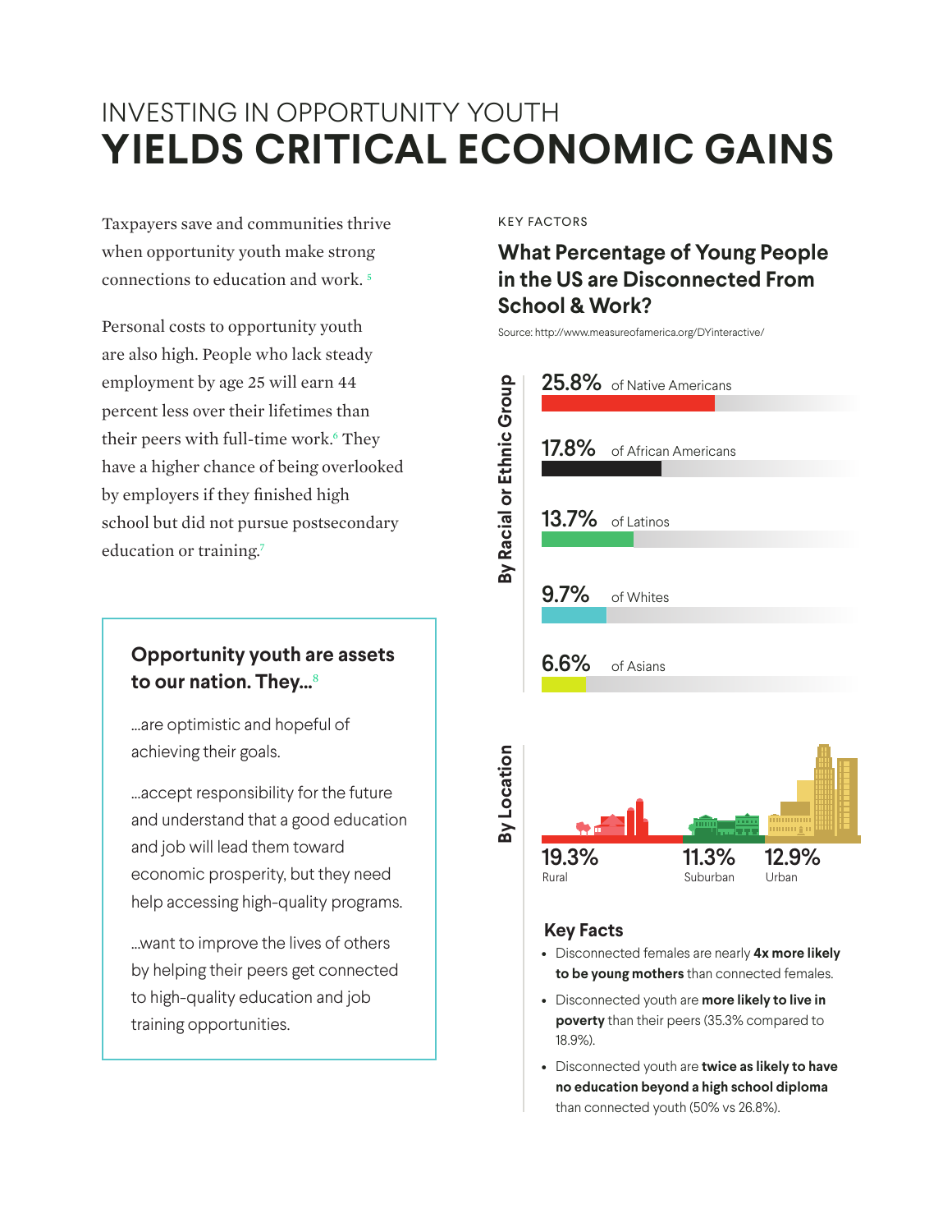# INVESTING IN OPPORTUNITY YOUTH
# YIELDS CRITICAL ECONOMIC GAINS

Taxpayers save and communities thrive when opportunity youth make strong connections to education and work. [5]

Personal costs to opportunity youth are also high. People who lack steady employment by age 25 will earn 44 percent less over their lifetimes than their peers with full-time work.[6] They have a higher chance of being overlooked by employers if they finished high school but did not pursue postsecondary education or training.[7]

### Opportunity youth are assets to our nation. They...[8]

...are optimistic and hopeful of achieving their goals.

...accept responsibility for the future and understand that a good education and job will lead them toward economic prosperity, but they need help accessing high-quality programs.

...want to improve the lives of others by helping their peers get connected to high-quality education and job training opportunities.

KEY FACTORS

## What Percentage of Young People in the US are Disconnected From School & Work?

Source: http://www.measureofamerica.org/DYinteractive/

### By Racial or Ethnic Group

- **25.8%** of Native Americans
- **17.8%** of African Americans
- **13.7%** of Latinos
- **9.7%** of Whites
- **6.6%** of Asians

### By Location

| Rural | Suburban | Urban |
|---|---|---|
| 19.3% | 11.3% | 12.9% |

### Key Facts

- Disconnected females are nearly **4x more likely to be young mothers** than connected females.
- Disconnected youth are **more likely to live in poverty** than their peers (35.3% compared to 18.9%).
- Disconnected youth are **twice as likely to have no education beyond a high school diploma** than connected youth (50% vs 26.8%).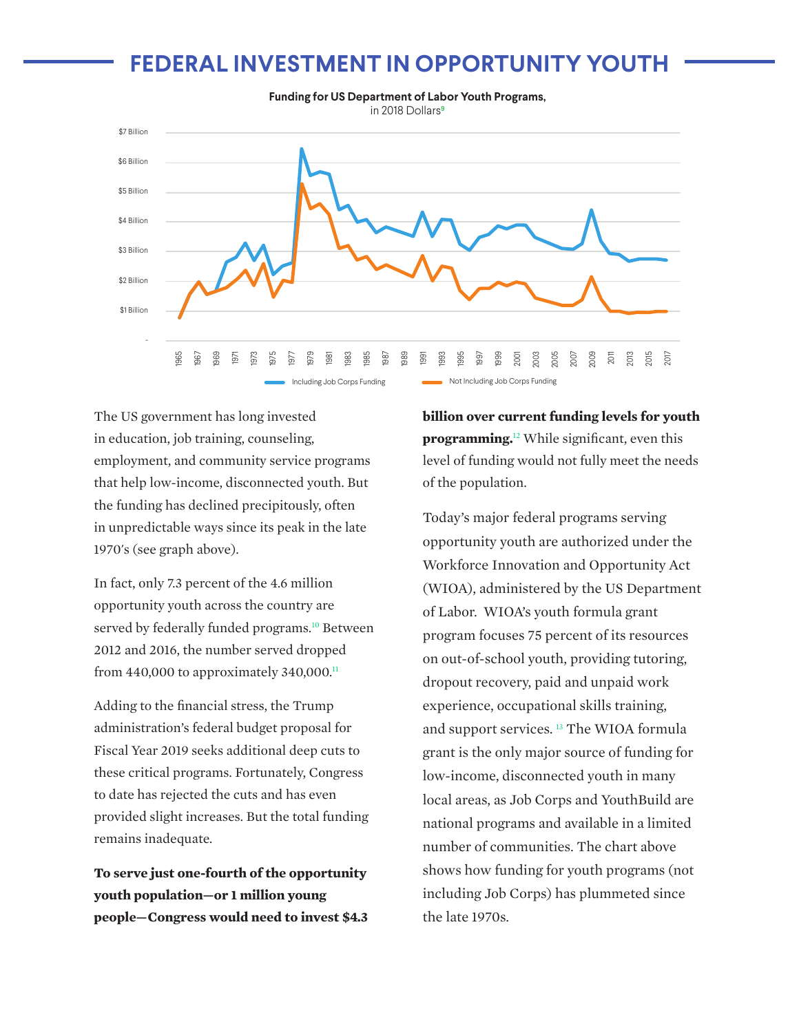# FEDERAL INVESTMENT IN OPPORTUNITY YOUTH

**Funding for US Department of Labor Youth Programs,**
in 2018 Dollars[9]

The US government has long invested in education, job training, counseling, employment, and community service programs that help low-income, disconnected youth. But the funding has declined precipitously, often in unpredictable ways since its peak in the late 1970's (see graph above).

In fact, only 7.3 percent of the 4.6 million opportunity youth across the country are served by federally funded programs.[10] Between 2012 and 2016, the number served dropped from 440,000 to approximately 340,000.[11]

Adding to the financial stress, the Trump administration's federal budget proposal for Fiscal Year 2019 seeks additional deep cuts to these critical programs. Fortunately, Congress to date has rejected the cuts and has even provided slight increases. But the total funding remains inadequate.

**To serve just one-fourth of the opportunity youth population—or 1 million young people—Congress would need to invest $4.3 billion over current funding levels for youth programming.**[12] While significant, even this level of funding would not fully meet the needs of the population.

Today's major federal programs serving opportunity youth are authorized under the Workforce Innovation and Opportunity Act (WIOA), administered by the US Department of Labor. WIOA's youth formula grant program focuses 75 percent of its resources on out-of-school youth, providing tutoring, dropout recovery, paid and unpaid work experience, occupational skills training, and support services.[13] The WIOA formula grant is the only major source of funding for low-income, disconnected youth in many local areas, as Job Corps and YouthBuild are national programs and available in a limited number of communities. The chart above shows how funding for youth programs (not including Job Corps) has plummeted since the late 1970s.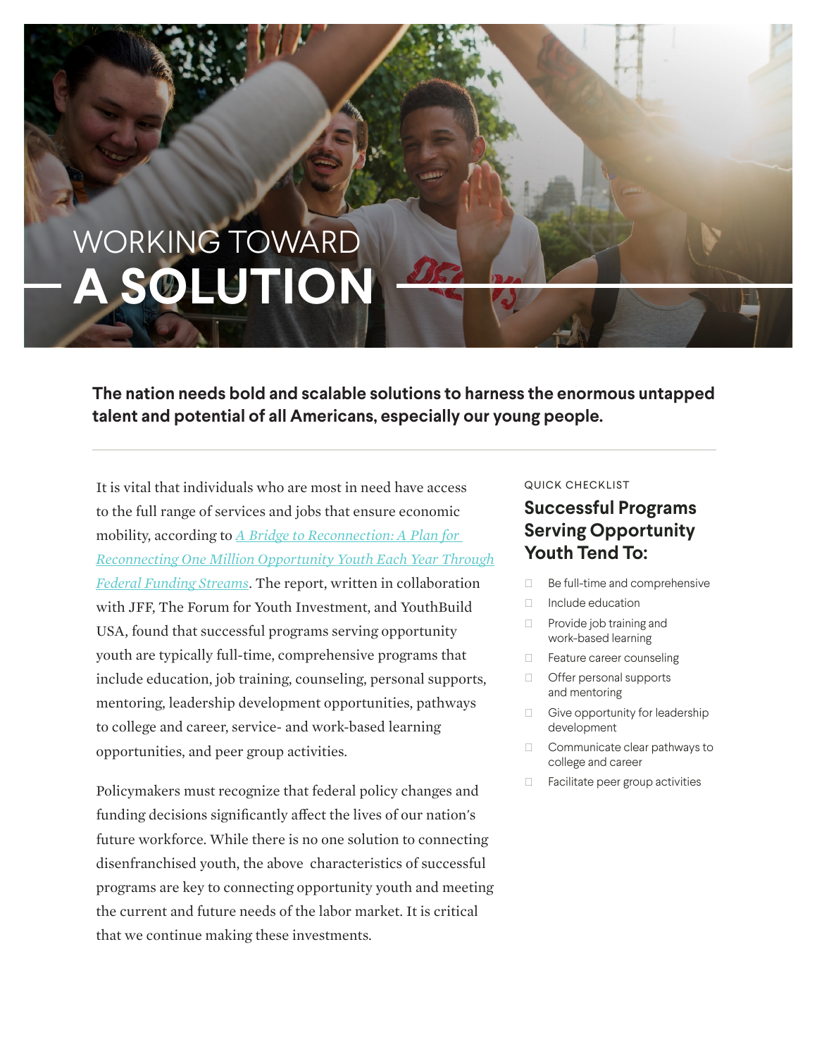# WORKING TOWARD A SOLUTION

**The nation needs bold and scalable solutions to harness the enormous untapped talent and potential of all Americans, especially our young people.**

It is vital that individuals who are most in need have access to the full range of services and jobs that ensure economic mobility, according to *A Bridge to Reconnection: A Plan for Reconnecting One Million Opportunity Youth Each Year Through Federal Funding Streams*. The report, written in collaboration with JFF, The Forum for Youth Investment, and YouthBuild USA, found that successful programs serving opportunity youth are typically full-time, comprehensive programs that include education, job training, counseling, personal supports, mentoring, leadership development opportunities, pathways to college and career, service- and work-based learning opportunities, and peer group activities.

Policymakers must recognize that federal policy changes and funding decisions significantly affect the lives of our nation's future workforce. While there is no one solution to connecting disenfranchised youth, the above characteristics of successful programs are key to connecting opportunity youth and meeting the current and future needs of the labor market. It is critical that we continue making these investments.

QUICK CHECKLIST

## Successful Programs Serving Opportunity Youth Tend To:

- Be full-time and comprehensive
- Include education
- Provide job training and work-based learning
- Feature career counseling
- Offer personal supports and mentoring
- Give opportunity for leadership development
- Communicate clear pathways to college and career
- Facilitate peer group activities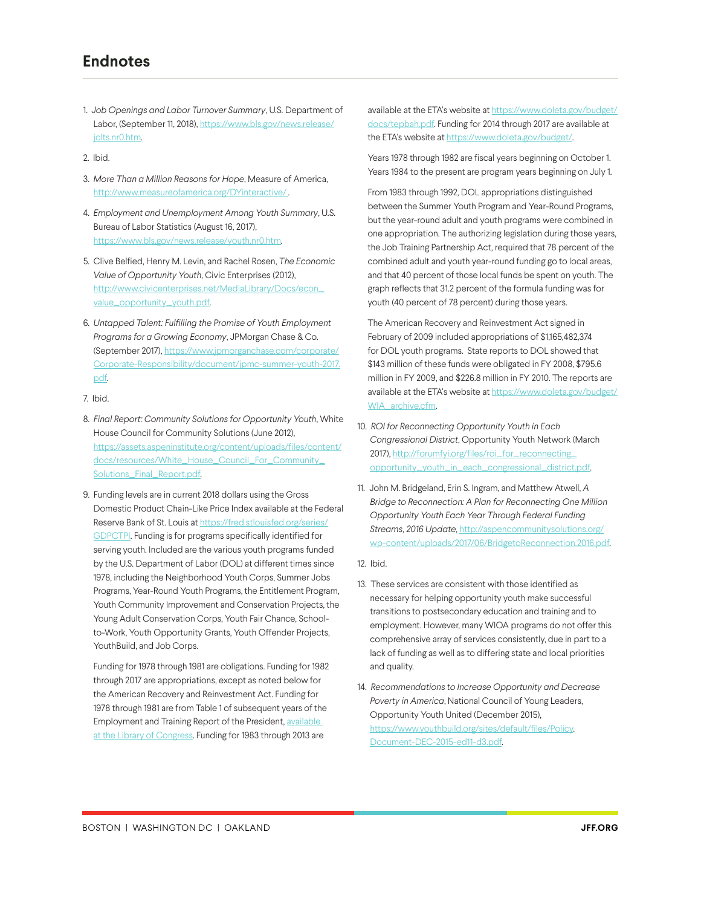## Endnotes

1. *Job Openings and Labor Turnover Summary*, U.S. Department of Labor, (September 11, 2018), https://www.bls.gov/news.release/jolts.nr0.htm.

2. Ibid.

3. *More Than a Million Reasons for Hope*, Measure of America, http://www.measureofamerica.org/DYinteractive/.

4. *Employment and Unemployment Among Youth Summary*, U.S. Bureau of Labor Statistics (August 16, 2017), https://www.bls.gov/news.release/youth.nr0.htm.

5. Clive Belfied, Henry M. Levin, and Rachel Rosen, *The Economic Value of Opportunity Youth*, Civic Enterprises (2012), http://www.civicenterprises.net/MediaLibrary/Docs/econ_value_opportunity_youth.pdf.

6. *Untapped Talent: Fulfilling the Promise of Youth Employment Programs for a Growing Economy*, JPMorgan Chase & Co. (September 2017), https://www.jpmorganchase.com/corporate/Corporate-Responsibility/document/jpmc-summer-youth-2017.pdf.

7. Ibid.

8. *Final Report: Community Solutions for Opportunity Youth*, White House Council for Community Solutions (June 2012), https://assets.aspeninstitute.org/content/uploads/files/content/docs/resources/White_House_Council_For_Community_Solutions_Final_Report.pdf.

9. Funding levels are in current 2018 dollars using the Gross Domestic Product Chain-Like Price Index available at the Federal Reserve Bank of St. Louis at https://fred.stlouisfed.org/series/GDPCTPI. Funding is for programs specifically identified for serving youth. Included are the various youth programs funded by the U.S. Department of Labor (DOL) at different times since 1978, including the Neighborhood Youth Corps, Summer Jobs Programs, Year-Round Youth Programs, the Entitlement Program, Youth Community Improvement and Conservation Projects, the Young Adult Conservation Corps, Youth Fair Chance, School-to-Work, Youth Opportunity Grants, Youth Offender Projects, YouthBuild, and Job Corps.

   Funding for 1978 through 1981 are obligations. Funding for 1982 through 2017 are appropriations, except as noted below for the American Recovery and Reinvestment Act. Funding for 1978 through 1981 are from Table 1 of subsequent years of the Employment and Training Report of the President, available at the Library of Congress. Funding for 1983 through 2013 are available at the ETA's website at https://www.doleta.gov/budget/docs/tepbah.pdf. Funding for 2014 through 2017 are available at the ETA's website at https://www.doleta.gov/budget/.

   Years 1978 through 1982 are fiscal years beginning on October 1. Years 1984 to the present are program years beginning on July 1.

   From 1983 through 1992, DOL appropriations distinguished between the Summer Youth Program and Year-Round Programs, but the year-round adult and youth programs were combined in one appropriation. The authorizing legislation during those years, the Job Training Partnership Act, required that 78 percent of the combined adult and youth year-round funding go to local areas, and that 40 percent of those local funds be spent on youth. The graph reflects that 31.2 percent of the formula funding was for youth (40 percent of 78 percent) during those years.

   The American Recovery and Reinvestment Act signed in February of 2009 included appropriations of $1,165,482,374 for DOL youth programs. State reports to DOL showed that $143 million of these funds were obligated in FY 2008, $795.6 million in FY 2009, and $226.8 million in FY 2010. The reports are available at the ETA's website at https://www.doleta.gov/budget/WIA_archive.cfm.

10. *ROI for Reconnecting Opportunity Youth in Each Congressional District*, Opportunity Youth Network (March 2017), http://forumfyi.org/files/roi_for_reconnecting_opportunity_youth_in_each_congressional_district.pdf.

11. John M. Bridgeland, Erin S. Ingram, and Matthew Atwell, *A Bridge to Reconnection: A Plan for Reconnecting One Million Opportunity Youth Each Year Through Federal Funding Streams*, *2016 Update*, http://aspencommunitysolutions.org/wp-content/uploads/2017/06/BridgetoReconnection.2016.pdf.

12. Ibid.

13. These services are consistent with those identified as necessary for helping opportunity youth make successful transitions to postsecondary education and training and to employment. However, many WIOA programs do not offer this comprehensive array of services consistently, due in part to a lack of funding as well as to differing state and local priorities and quality.

14. *Recommendations to Increase Opportunity and Decrease Poverty in America*, National Council of Young Leaders, Opportunity Youth United (December 2015), https://www.youthbuild.org/sites/default/files/Policy.Document-DEC-2015-ed11-d3.pdf.

BOSTON | WASHINGTON DC | OAKLAND

JFF.ORG